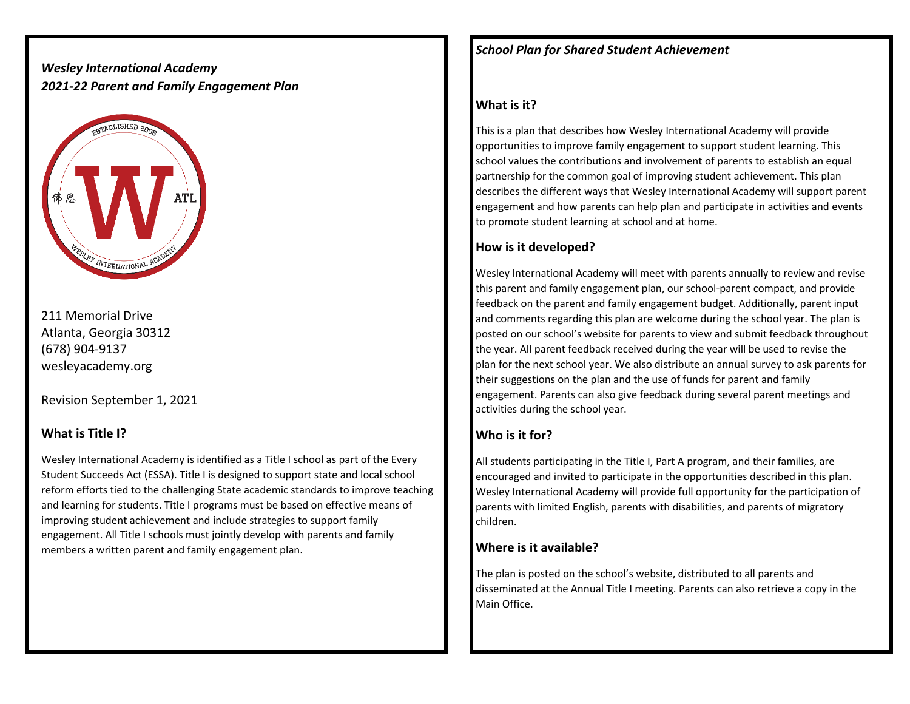*Wesley International Academy*
*2021-22 Parent and Family Engagement Plan*

211 Memorial Drive
Atlanta, Georgia 30312
(678) 904-9137
wesleyacademy.org

Revision September 1, 2021

## What is Title I?

Wesley International Academy is identified as a Title I school as part of the Every Student Succeeds Act (ESSA). Title I is designed to support state and local school reform efforts tied to the challenging State academic standards to improve teaching and learning for students. Title I programs must be based on effective means of improving student achievement and include strategies to support family engagement. All Title I schools must jointly develop with parents and family members a written parent and family engagement plan.

*School Plan for Shared Student Achievement*

## What is it?

This is a plan that describes how Wesley International Academy will provide opportunities to improve family engagement to support student learning. This school values the contributions and involvement of parents to establish an equal partnership for the common goal of improving student achievement. This plan describes the different ways that Wesley International Academy will support parent engagement and how parents can help plan and participate in activities and events to promote student learning at school and at home.

## How is it developed?

Wesley International Academy will meet with parents annually to review and revise this parent and family engagement plan, our school-parent compact, and provide feedback on the parent and family engagement budget. Additionally, parent input and comments regarding this plan are welcome during the school year. The plan is posted on our school's website for parents to view and submit feedback throughout the year. All parent feedback received during the year will be used to revise the plan for the next school year. We also distribute an annual survey to ask parents for their suggestions on the plan and the use of funds for parent and family engagement. Parents can also give feedback during several parent meetings and activities during the school year.

## Who is it for?

All students participating in the Title I, Part A program, and their families, are encouraged and invited to participate in the opportunities described in this plan. Wesley International Academy will provide full opportunity for the participation of parents with limited English, parents with disabilities, and parents of migratory children.

## Where is it available?

The plan is posted on the school's website, distributed to all parents and disseminated at the Annual Title I meeting. Parents can also retrieve a copy in the Main Office.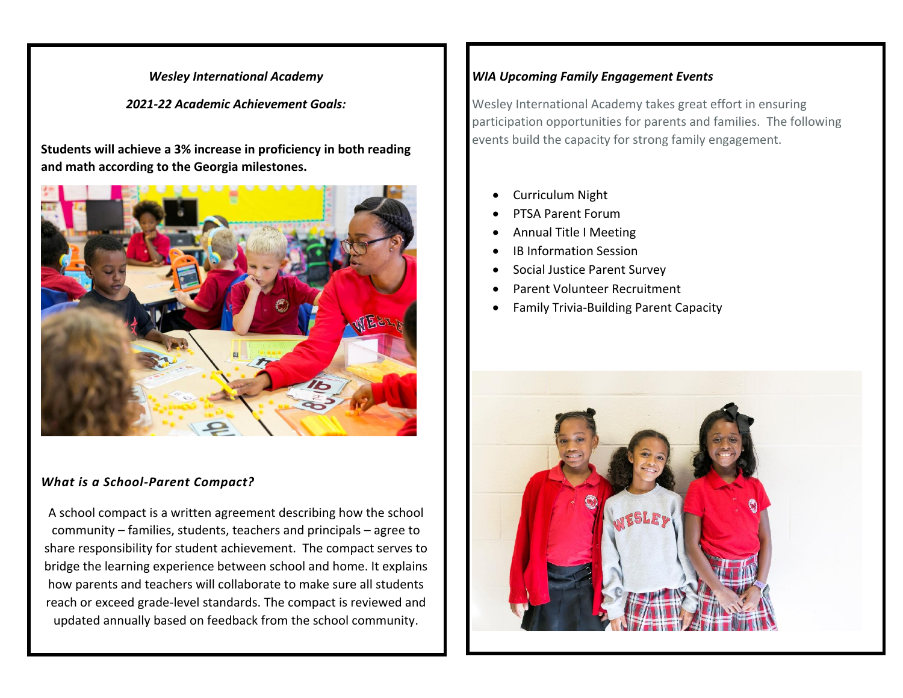***Wesley International Academy***

***2021-22 Academic Achievement Goals:***

**Students will achieve a 3% increase in proficiency in both reading and math according to the Georgia milestones.**

***What is a School-Parent Compact?***

A school compact is a written agreement describing how the school community – families, students, teachers and principals – agree to share responsibility for student achievement. The compact serves to bridge the learning experience between school and home. It explains how parents and teachers will collaborate to make sure all students reach or exceed grade-level standards. The compact is reviewed and updated annually based on feedback from the school community.

***WIA Upcoming Family Engagement Events***

Wesley International Academy takes great effort in ensuring participation opportunities for parents and families. The following events build the capacity for strong family engagement.

- Curriculum Night
- PTSA Parent Forum
- Annual Title I Meeting
- IB Information Session
- Social Justice Parent Survey
- Parent Volunteer Recruitment
- Family Trivia-Building Parent Capacity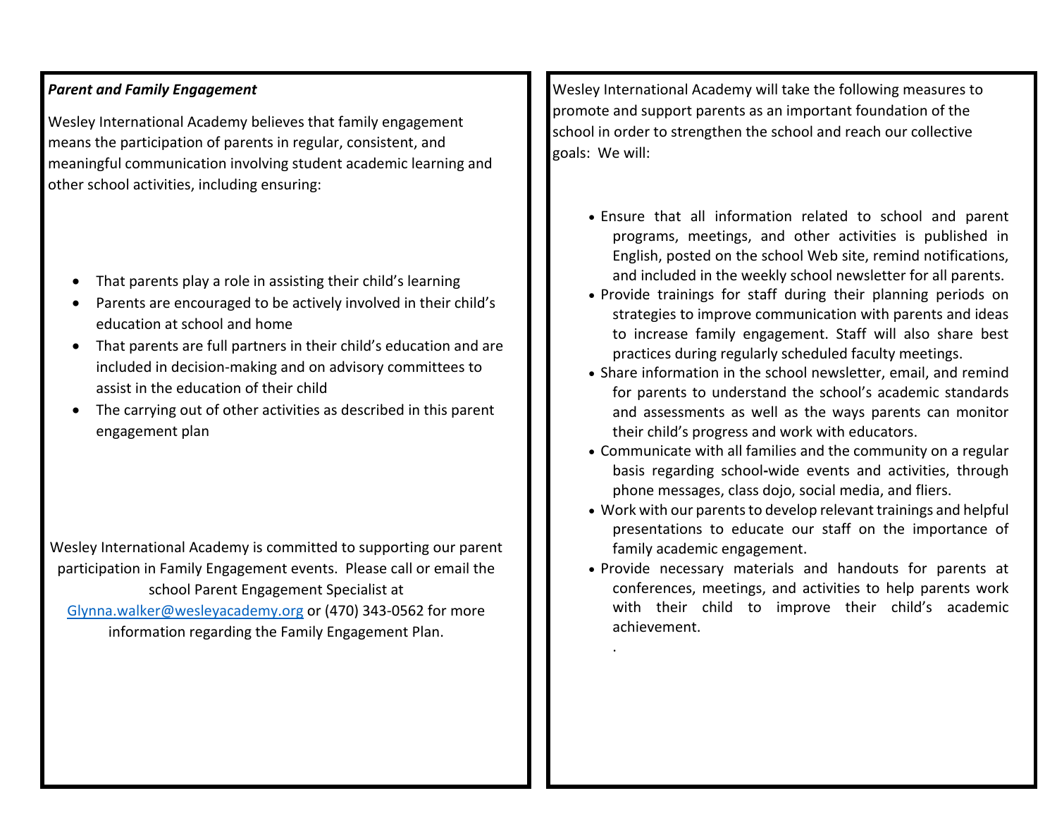***Parent and Family Engagement***

Wesley International Academy believes that family engagement means the participation of parents in regular, consistent, and meaningful communication involving student academic learning and other school activities, including ensuring:

- That parents play a role in assisting their child's learning
- Parents are encouraged to be actively involved in their child's education at school and home
- That parents are full partners in their child's education and are included in decision-making and on advisory committees to assist in the education of their child
- The carrying out of other activities as described in this parent engagement plan

Wesley International Academy is committed to supporting our parent participation in Family Engagement events. Please call or email the school Parent Engagement Specialist at [Glynna.walker@wesleyacademy.org](mailto:Glynna.walker@wesleyacademy.org) or (470) 343-0562 for more information regarding the Family Engagement Plan.

Wesley International Academy will take the following measures to promote and support parents as an important foundation of the school in order to strengthen the school and reach our collective goals: We will:

- Ensure that all information related to school and parent programs, meetings, and other activities is published in English, posted on the school Web site, remind notifications, and included in the weekly school newsletter for all parents.
- Provide trainings for staff during their planning periods on strategies to improve communication with parents and ideas to increase family engagement. Staff will also share best practices during regularly scheduled faculty meetings.
- Share information in the school newsletter, email, and remind for parents to understand the school's academic standards and assessments as well as the ways parents can monitor their child's progress and work with educators.
- Communicate with all families and the community on a regular basis regarding school-wide events and activities, through phone messages, class dojo, social media, and fliers.
- Work with our parents to develop relevant trainings and helpful presentations to educate our staff on the importance of family academic engagement.
- Provide necessary materials and handouts for parents at conferences, meetings, and activities to help parents work with their child to improve their child's academic achievement.